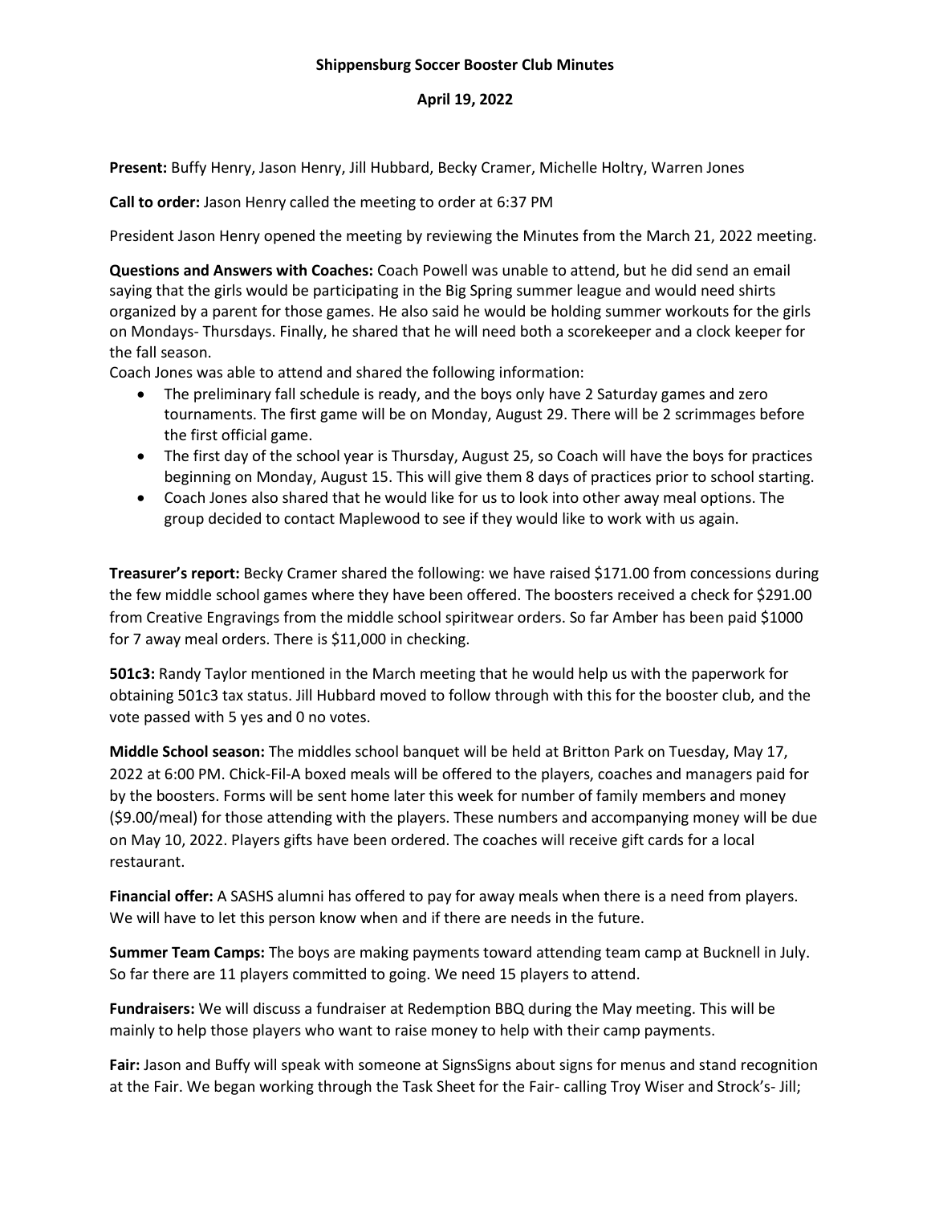**Shippensburg Soccer Booster Club Minutes**

**April 19, 2022**

**Present:** Buffy Henry, Jason Henry, Jill Hubbard, Becky Cramer, Michelle Holtry, Warren Jones

**Call to order:** Jason Henry called the meeting to order at 6:37 PM

President Jason Henry opened the meeting by reviewing the Minutes from the March 21, 2022 meeting.

**Questions and Answers with Coaches:** Coach Powell was unable to attend, but he did send an email saying that the girls would be participating in the Big Spring summer league and would need shirts organized by a parent for those games. He also said he would be holding summer workouts for the girls on Mondays- Thursdays. Finally, he shared that he will need both a scorekeeper and a clock keeper for the fall season.

Coach Jones was able to attend and shared the following information:

- The preliminary fall schedule is ready, and the boys only have 2 Saturday games and zero tournaments. The first game will be on Monday, August 29. There will be 2 scrimmages before the first official game.
- The first day of the school year is Thursday, August 25, so Coach will have the boys for practices beginning on Monday, August 15. This will give them 8 days of practices prior to school starting.
- Coach Jones also shared that he would like for us to look into other away meal options. The group decided to contact Maplewood to see if they would like to work with us again.

**Treasurer's report:** Becky Cramer shared the following: we have raised $171.00 from concessions during the few middle school games where they have been offered. The boosters received a check for $291.00 from Creative Engravings from the middle school spiritwear orders. So far Amber has been paid $1000 for 7 away meal orders. There is $11,000 in checking.

**501c3:** Randy Taylor mentioned in the March meeting that he would help us with the paperwork for obtaining 501c3 tax status. Jill Hubbard moved to follow through with this for the booster club, and the vote passed with 5 yes and 0 no votes.

**Middle School season:** The middles school banquet will be held at Britton Park on Tuesday, May 17, 2022 at 6:00 PM. Chick-Fil-A boxed meals will be offered to the players, coaches and managers paid for by the boosters. Forms will be sent home later this week for number of family members and money ($9.00/meal) for those attending with the players. These numbers and accompanying money will be due on May 10, 2022. Players gifts have been ordered. The coaches will receive gift cards for a local restaurant.

**Financial offer:** A SASHS alumni has offered to pay for away meals when there is a need from players. We will have to let this person know when and if there are needs in the future.

**Summer Team Camps:** The boys are making payments toward attending team camp at Bucknell in July. So far there are 11 players committed to going. We need 15 players to attend.

**Fundraisers:** We will discuss a fundraiser at Redemption BBQ during the May meeting. This will be mainly to help those players who want to raise money to help with their camp payments.

**Fair:** Jason and Buffy will speak with someone at SignsSigns about signs for menus and stand recognition at the Fair. We began working through the Task Sheet for the Fair- calling Troy Wiser and Strock's- Jill;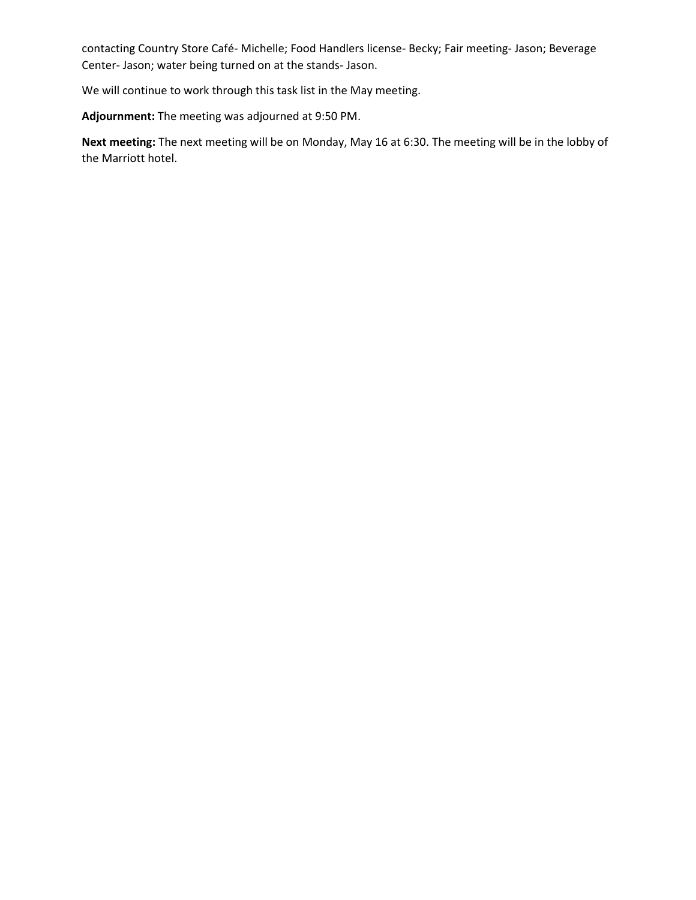contacting Country Store Café- Michelle; Food Handlers license- Becky; Fair meeting- Jason; Beverage Center- Jason; water being turned on at the stands- Jason.

We will continue to work through this task list in the May meeting.

**Adjournment:** The meeting was adjourned at 9:50 PM.

**Next meeting:** The next meeting will be on Monday, May 16 at 6:30. The meeting will be in the lobby of the Marriott hotel.